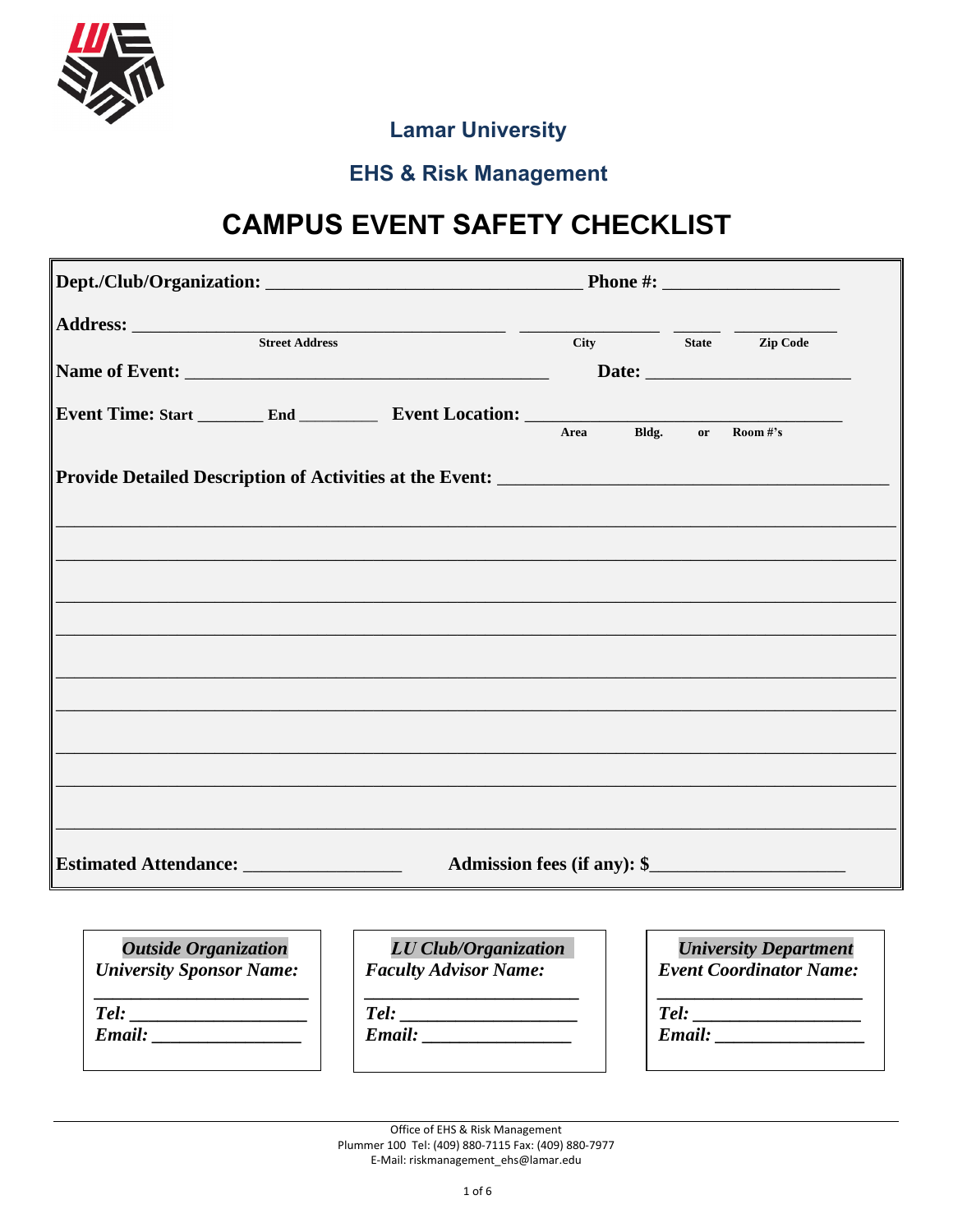## Lamar University

## EHS & Risk Management

# CAMPUS EVENT SAFETY CHECKLIST

**Dept./Club/Organization:** _________________________________ **Phone #:** ___________________

**Address:** ________________________________________ _______________ _____ ___________
Street Address                                                   City                State         Zip Code

**Name of Event:** ______________________________________ **Date:** _____________________

**Event Time:** **Start** _______ **End** _________ **Event Location:** _________________________________
Area     Bldg.     or     Room #'s

**Provide Detailed Description of Activities at the Event:** ________________________________________

_____________________________________________________________________________________

_____________________________________________________________________________________

_____________________________________________________________________________________

_____________________________________________________________________________________

_____________________________________________________________________________________

_____________________________________________________________________________________

_____________________________________________________________________________________

_____________________________________________________________________________________

_____________________________________________________________________________________

**Estimated Attendance:** ________________ **Admission fees (if any): $**____________________

***Outside Organization***
***University Sponsor Name:***
______________________
***Tel:*** __________________
***Email:*** ________________

***LU Club/Organization***
***Faculty Advisor Name:***
______________________
***Tel:*** __________________
***Email:*** ________________

***University Department***
***Event Coordinator Name:***
______________________
***Tel:*** __________________
***Email:*** ________________

Office of EHS & Risk Management
Plummer 100 Tel: (409) 880-7115 Fax: (409) 880-7977
E-Mail: riskmanagement_ehs@lamar.edu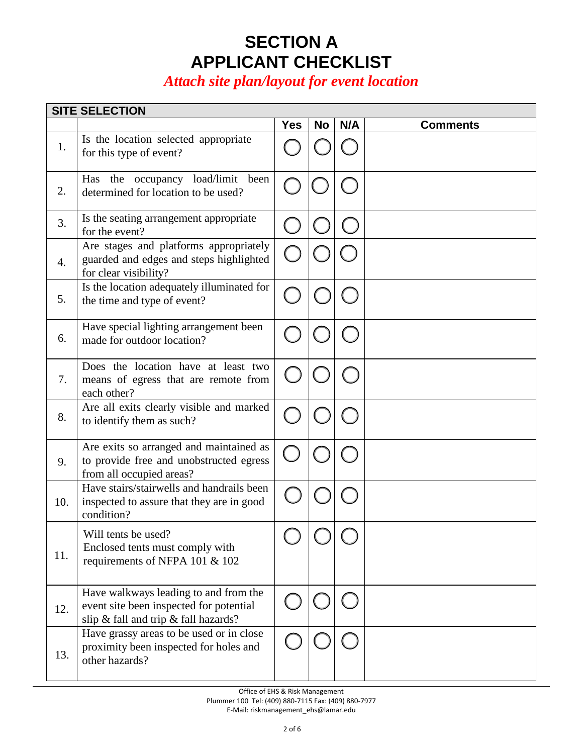# SECTION A
# APPLICANT CHECKLIST

*Attach site plan/layout for event location*

| SITE SELECTION | | | | | |
|---|---|---|---|---|---|
| | | Yes | No | N/A | Comments |
| 1. | Is the location selected appropriate for this type of event? | ◯ | ◯ | ◯ | |
| 2. | Has the occupancy load/limit been determined for location to be used? | ◯ | ◯ | ◯ | |
| 3. | Is the seating arrangement appropriate for the event? | ◯ | ◯ | ◯ | |
| 4. | Are stages and platforms appropriately guarded and edges and steps highlighted for clear visibility? | ◯ | ◯ | ◯ | |
| 5. | Is the location adequately illuminated for the time and type of event? | ◯ | ◯ | ◯ | |
| 6. | Have special lighting arrangement been made for outdoor location? | ◯ | ◯ | ◯ | |
| 7. | Does the location have at least two means of egress that are remote from each other? | ◯ | ◯ | ◯ | |
| 8. | Are all exits clearly visible and marked to identify them as such? | ◯ | ◯ | ◯ | |
| 9. | Are exits so arranged and maintained as to provide free and unobstructed egress from all occupied areas? | ◯ | ◯ | ◯ | |
| 10. | Have stairs/stairwells and handrails been inspected to assure that they are in good condition? | ◯ | ◯ | ◯ | |
| 11. | Will tents be used? Enclosed tents must comply with requirements of NFPA 101 & 102 | ◯ | ◯ | ◯ | |
| 12. | Have walkways leading to and from the event site been inspected for potential slip & fall and trip & fall hazards? | ◯ | ◯ | ◯ | |
| 13. | Have grassy areas to be used or in close proximity been inspected for holes and other hazards? | ◯ | ◯ | ◯ | |

Office of EHS & Risk Management
Plummer 100 Tel: (409) 880-7115 Fax: (409) 880-7977
E-Mail: riskmanagement_ehs@lamar.edu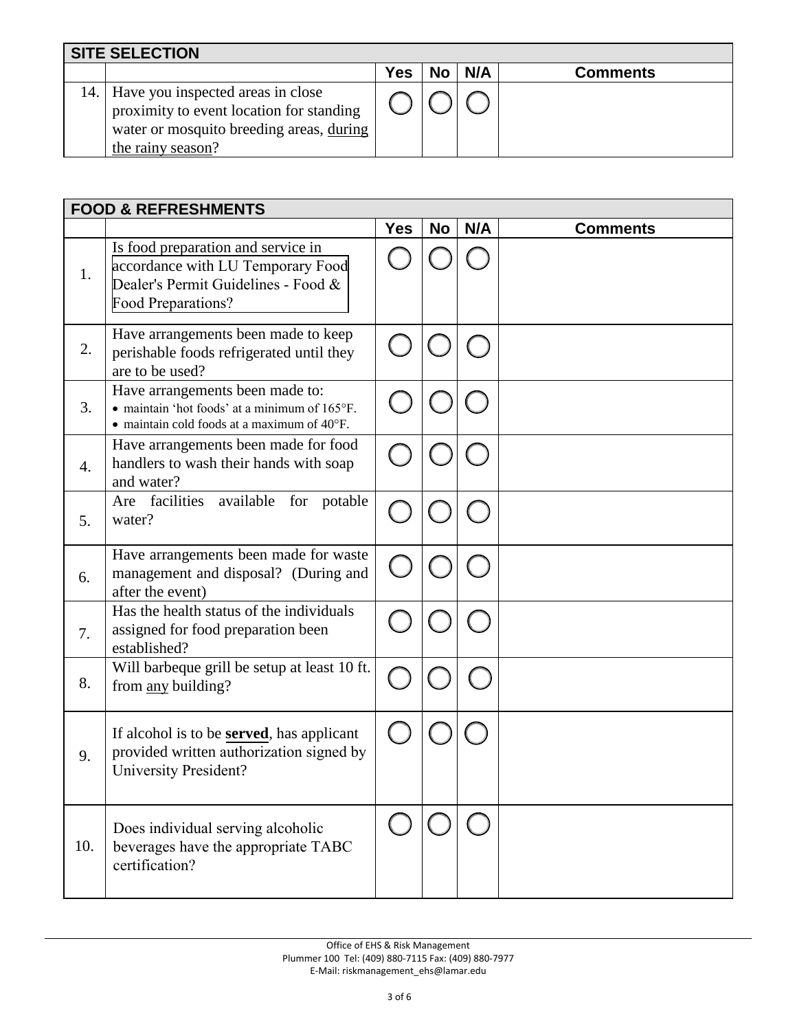| SITE SELECTION | | | | | |
|---|---|---|---|---|---|
| | | Yes | No | N/A | Comments |
| 14. | Have you inspected areas in close proximity to event location for standing water or mosquito breeding areas, <u>during the rainy season</u>? | ◯ | ◯ | ◯ | |

| FOOD & REFRESHMENTS | | | | | |
|---|---|---|---|---|---|
| | | Yes | No | N/A | Comments |
| 1. | Is food preparation and service in accordance with LU Temporary Food Dealer's Permit Guidelines - Food & Food Preparations? | ◯ | ◯ | ◯ | |
| 2. | Have arrangements been made to keep perishable foods refrigerated until they are to be used? | ◯ | ◯ | ◯ | |
| 3. | Have arrangements been made to:<br>• maintain 'hot foods' at a minimum of 165°F.<br>• maintain cold foods at a maximum of 40°F. | ◯ | ◯ | ◯ | |
| 4. | Have arrangements been made for food handlers to wash their hands with soap and water? | ◯ | ◯ | ◯ | |
| 5. | Are facilities available for potable water? | ◯ | ◯ | ◯ | |
| 6. | Have arrangements been made for waste management and disposal? (During and after the event) | ◯ | ◯ | ◯ | |
| 7. | Has the health status of the individuals assigned for food preparation been established? | ◯ | ◯ | ◯ | |
| 8. | Will barbeque grill be setup at least 10 ft. from <u>any</u> building? | ◯ | ◯ | ◯ | |
| 9. | If alcohol is to be <u>**served**</u>, has applicant provided written authorization signed by University President? | ◯ | ◯ | ◯ | |
| 10. | Does individual serving alcoholic beverages have the appropriate TABC certification? | ◯ | ◯ | ◯ | |

Office of EHS & Risk Management
Plummer 100 Tel: (409) 880-7115 Fax: (409) 880-7977
E-Mail: riskmanagement_ehs@lamar.edu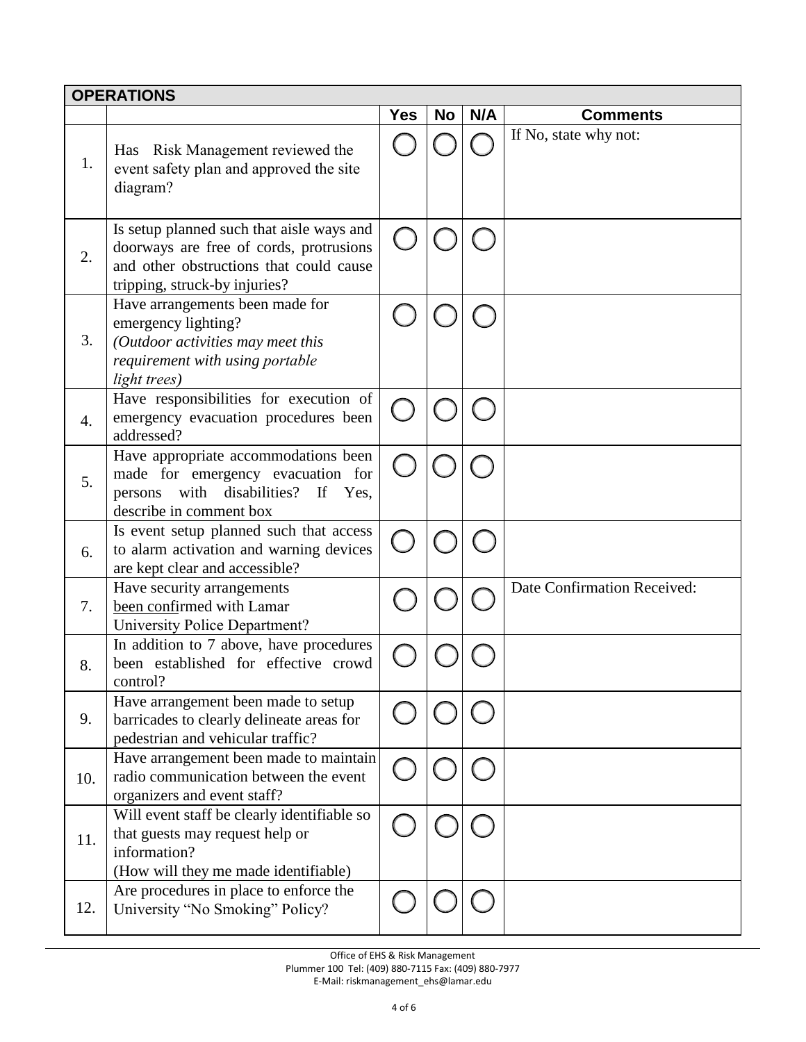| OPERATIONS | | | | | |
|---|---|---|---|---|---|
| | | **Yes** | **No** | **N/A** | **Comments** |
| 1. | Has Risk Management reviewed the event safety plan and approved the site diagram? | ◯ | ◯ | ◯ | If No, state why not: |
| 2. | Is setup planned such that aisle ways and doorways are free of cords, protrusions and other obstructions that could cause tripping, struck-by injuries? | ◯ | ◯ | ◯ | |
| 3. | Have arrangements been made for emergency lighting? *(Outdoor activities may meet this requirement with using portable light trees)* | ◯ | ◯ | ◯ | |
| 4. | Have responsibilities for execution of emergency evacuation procedures been addressed? | ◯ | ◯ | ◯ | |
| 5. | Have appropriate accommodations been made for emergency evacuation for persons with disabilities? If Yes, describe in comment box | ◯ | ◯ | ◯ | |
| 6. | Is event setup planned such that access to alarm activation and warning devices are kept clear and accessible? | ◯ | ◯ | ◯ | |
| 7. | Have security arrangements been confirmed with Lamar University Police Department? | ◯ | ◯ | ◯ | Date Confirmation Received: |
| 8. | In addition to 7 above, have procedures been established for effective crowd control? | ◯ | ◯ | ◯ | |
| 9. | Have arrangement been made to setup barricades to clearly delineate areas for pedestrian and vehicular traffic? | ◯ | ◯ | ◯ | |
| 10. | Have arrangement been made to maintain radio communication between the event organizers and event staff? | ◯ | ◯ | ◯ | |
| 11. | Will event staff be clearly identifiable so that guests may request help or information? (How will they me made identifiable) | ◯ | ◯ | ◯ | |
| 12. | Are procedures in place to enforce the University "No Smoking" Policy? | ◯ | ◯ | ◯ | |

Office of EHS & Risk Management
Plummer 100 Tel: (409) 880-7115 Fax: (409) 880-7977
E-Mail: riskmanagement_ehs@lamar.edu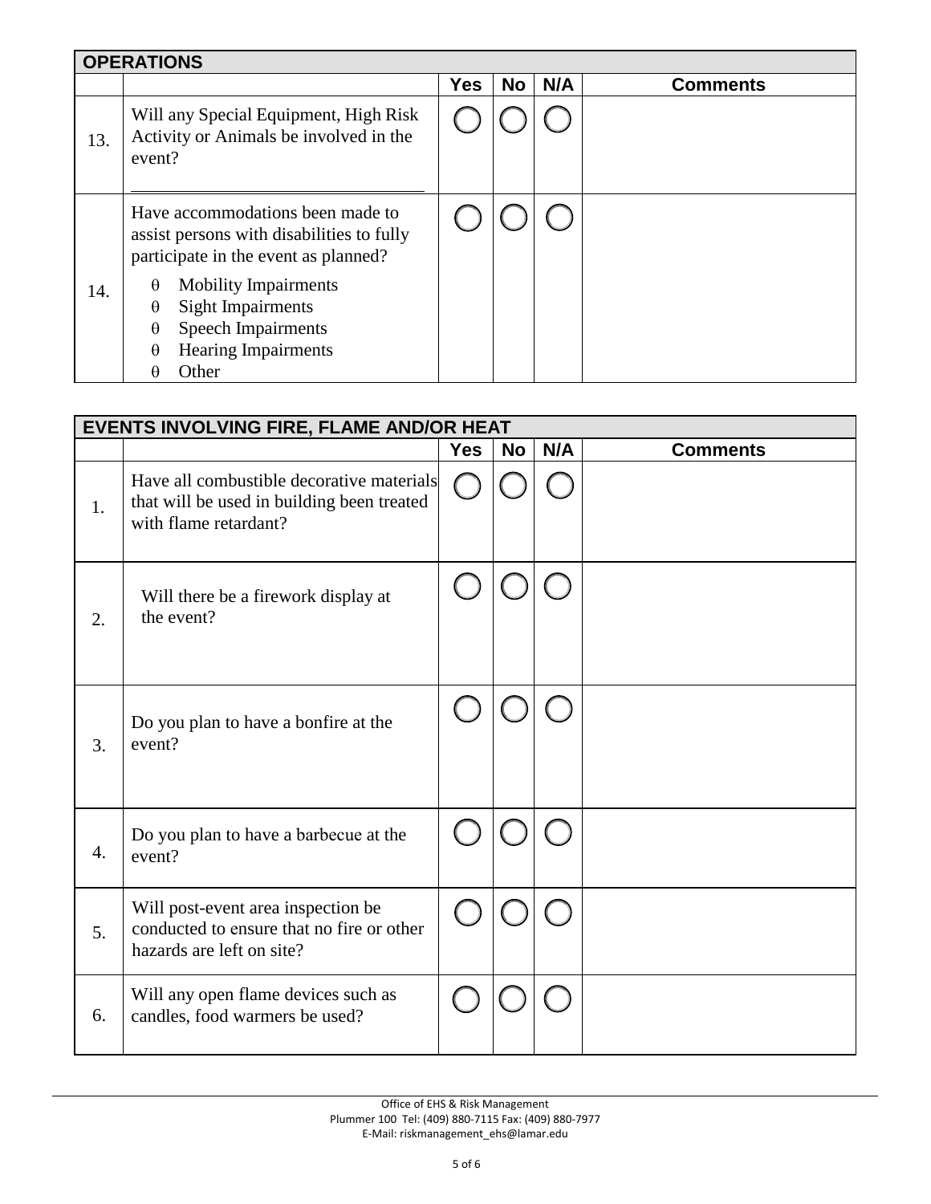| OPERATIONS | | | | | |
|---|---|---|---|---|---|
| | | Yes | No | N/A | Comments |
| 13. | Will any Special Equipment, High Risk Activity or Animals be involved in the event? ______________________________ | ◯ | ◯ | ◯ | |
| 14. | Have accommodations been made to assist persons with disabilities to fully participate in the event as planned?<br>θ Mobility Impairments<br>θ Sight Impairments<br>θ Speech Impairments<br>θ Hearing Impairments<br>θ Other | ◯ | ◯ | ◯ | |

| EVENTS INVOLVING FIRE, FLAME AND/OR HEAT | | | | | |
|---|---|---|---|---|---|
| | | Yes | No | N/A | Comments |
| 1. | Have all combustible decorative materials that will be used in building been treated with flame retardant? | ◯ | ◯ | ◯ | |
| 2. | Will there be a firework display at the event? | ◯ | ◯ | ◯ | |
| 3. | Do you plan to have a bonfire at the event? | ◯ | ◯ | ◯ | |
| 4. | Do you plan to have a barbecue at the event? | ◯ | ◯ | ◯ | |
| 5. | Will post-event area inspection be conducted to ensure that no fire or other hazards are left on site? | ◯ | ◯ | ◯ | |
| 6. | Will any open flame devices such as candles, food warmers be used? | ◯ | ◯ | ◯ | |

Office of EHS & Risk Management
Plummer 100 Tel: (409) 880-7115 Fax: (409) 880-7977
E-Mail: riskmanagement_ehs@lamar.edu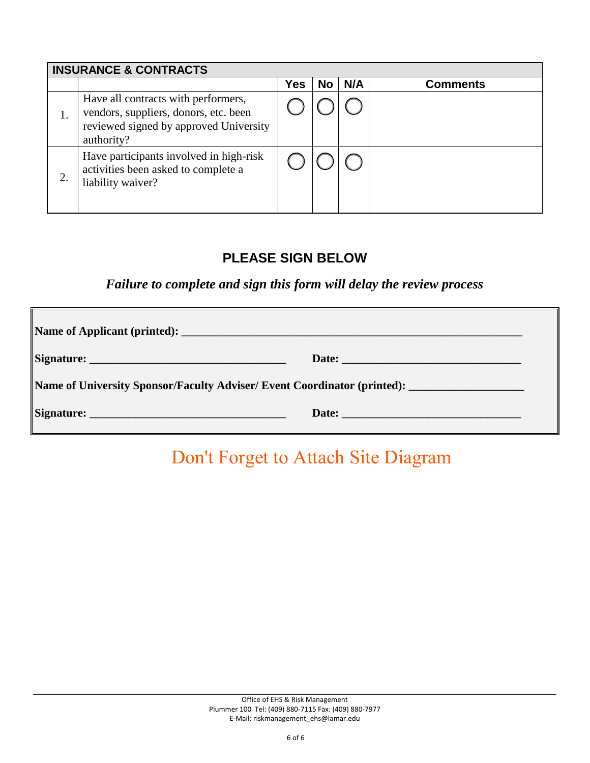| INSURANCE & CONTRACTS | | | | | |
|---|---|---|---|---|---|
| | | Yes | No | N/A | Comments |
| 1. | Have all contracts with performers, vendors, suppliers, donors, etc. been reviewed signed by approved University authority? | ◯ | ◯ | ◯ | |
| 2. | Have participants involved in high-risk activities been asked to complete a liability waiver? | ◯ | ◯ | ◯ | |

## PLEASE SIGN BELOW

***Failure to complete and sign this form will delay the review process***

**Name of Applicant (printed):** ____________________________________________________________

**Signature:** ___________________________________ **Date:** ________________________________

**Name of University Sponsor/Faculty Adviser/ Event Coordinator (printed):** ____________________

**Signature:** ___________________________________ **Date:** ________________________________

Don't Forget to Attach Site Diagram

Office of EHS & Risk Management
Plummer 100 Tel: (409) 880-7115 Fax: (409) 880-7977
E-Mail: riskmanagement_ehs@lamar.edu